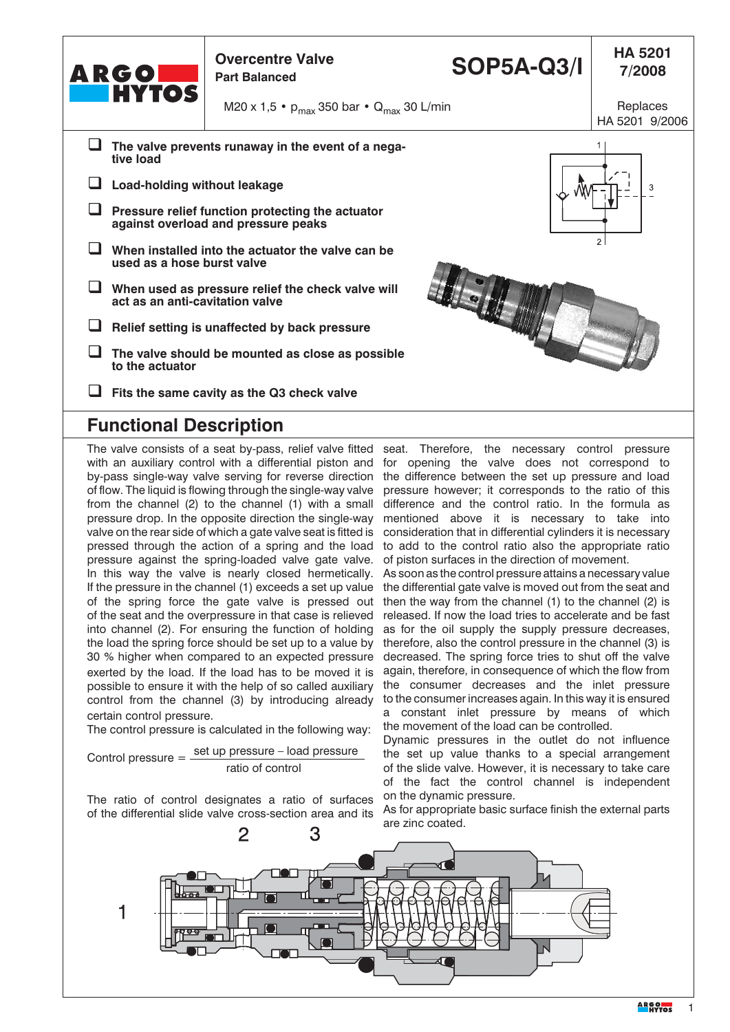**Overcentre Valve**
**Part Balanced**

# SOP5A-Q3/I

**HA 5201 7/2008**

M20 x 1,5 • $p_{max}$ 350 bar • $Q_{max}$ 30 L/min

Replaces HA 5201 9/2006

- **The valve prevents runaway in the event of a negative load**
- **Load-holding without leakage**
- **Pressure relief function protecting the actuator against overload and pressure peaks**
- **When installed into the actuator the valve can be used as a hose burst valve**
- **When used as pressure relief the check valve will act as an anti-cavitation valve**
- **Relief setting is unaffected by back pressure**
- **The valve should be mounted as close as possible to the actuator**
- **Fits the same cavity as the Q3 check valve**

## Functional Description

The valve consists of a seat by-pass, relief valve fitted with an auxiliary control with a differential piston and by-pass single-way valve serving for reverse direction of flow. The liquid is flowing through the single-way valve from the channel (2) to the channel (1) with a small pressure drop. In the opposite direction the single-way valve on the rear side of which a gate valve seat is fitted is pressed through the action of a spring and the load pressure against the spring-loaded valve gate valve. In this way the valve is nearly closed hermetically. If the pressure in the channel (1) exceeds a set up value of the spring force the gate valve is pressed out of the seat and the overpressure in that case is relieved into channel (2). For ensuring the function of holding the load the spring force should be set up to a value by 30 % higher when compared to an expected pressure exerted by the load. If the load has to be moved it is possible to ensure it with the help of so called auxiliary control from the channel (3) by introducing already certain control pressure.

The control pressure is calculated in the following way:

$$\text{Control pressure} = \frac{\text{set up pressure} - \text{load pressure}}{\text{ratio of control}}$$

The ratio of control designates a ratio of surfaces of the differential slide valve cross-section area and its seat. Therefore, the necessary control pressure for opening the valve does not correspond to the difference between the set up pressure and load pressure however; it corresponds to the ratio of this difference and the control ratio. In the formula as mentioned above it is necessary to take into consideration that in differential cylinders it is necessary to add to the control ratio also the appropriate ratio of piston surfaces in the direction of movement.

As soon as the control pressure attains a necessary value the differential gate valve is moved out from the seat and then the way from the channel (1) to the channel (2) is released. If now the load tries to accelerate and be fast as for the oil supply the supply pressure decreases, therefore, also the control pressure in the channel (3) is decreased. The spring force tries to shut off the valve again, therefore, in consequence of which the flow from the consumer decreases and the inlet pressure to the consumer increases again. In this way it is ensured a constant inlet pressure by means of which the movement of the load can be controlled.

Dynamic pressures in the outlet do not influence the set up value thanks to a special arrangement of the slide valve. However, it is necessary to take care of the fact the control channel is independent on the dynamic pressure.

As for appropriate basic surface finish the external parts are zinc coated.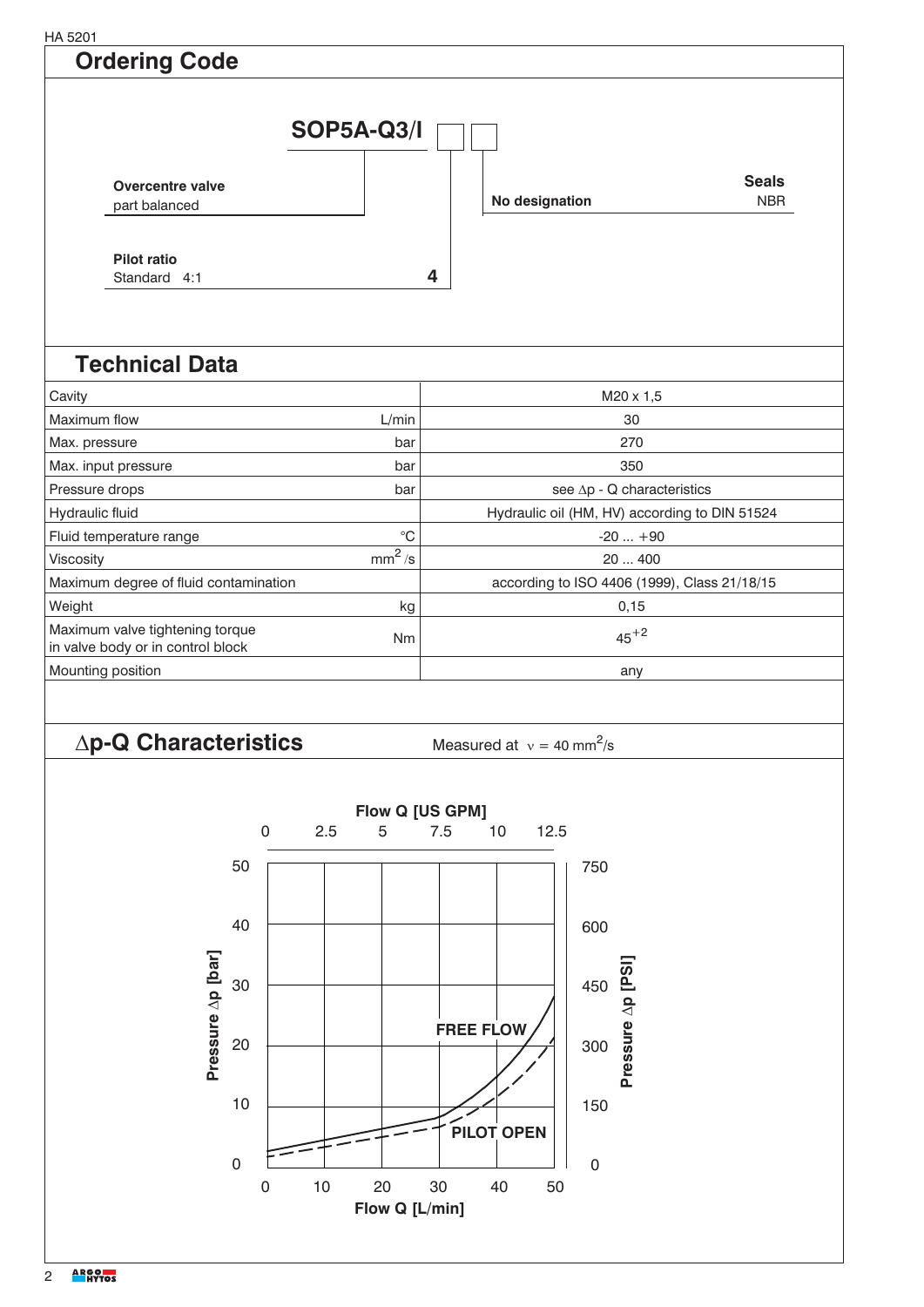## Ordering Code

**SOP5A-Q3/I** ☐ ☐

**Overcentre valve**
part balanced

**Pilot ratio**
Standard 4:1 — **4**

**Seals**
**No designation** — NBR

## Technical Data

| | | |
|---|---|---|
| Cavity | | M20 x 1,5 |
| Maximum flow | L/min | 30 |
| Max. pressure | bar | 270 |
| Max. input pressure | bar | 350 |
| Pressure drops | bar | see ∆p - Q characteristics |
| Hydraulic fluid | | Hydraulic oil (HM, HV) according to DIN 51524 |
| Fluid temperature range | °C | -20 ... +90 |
| Viscosity | $mm^2/s$ | 20 ... 400 |
| Maximum degree of fluid contamination | | according to ISO 4406 (1999), Class 21/18/15 |
| Weight | kg | 0,15 |
| Maximum valve tightening torque in valve body or in control block | Nm | $45^{+2}$ |
| Mounting position | | any |

## ∆p-Q Characteristics

Measured at $\nu = 40\ mm^2/s$

Flow Q [US GPM]: 0, 2.5, 5, 7.5, 10, 12.5

Pressure ∆p [bar]: 0, 10, 20, 30, 40, 50

Pressure ∆p [PSI]: 0, 150, 300, 450, 600, 750

FREE FLOW

PILOT OPEN

Flow Q [L/min]: 0, 10, 20, 30, 40, 50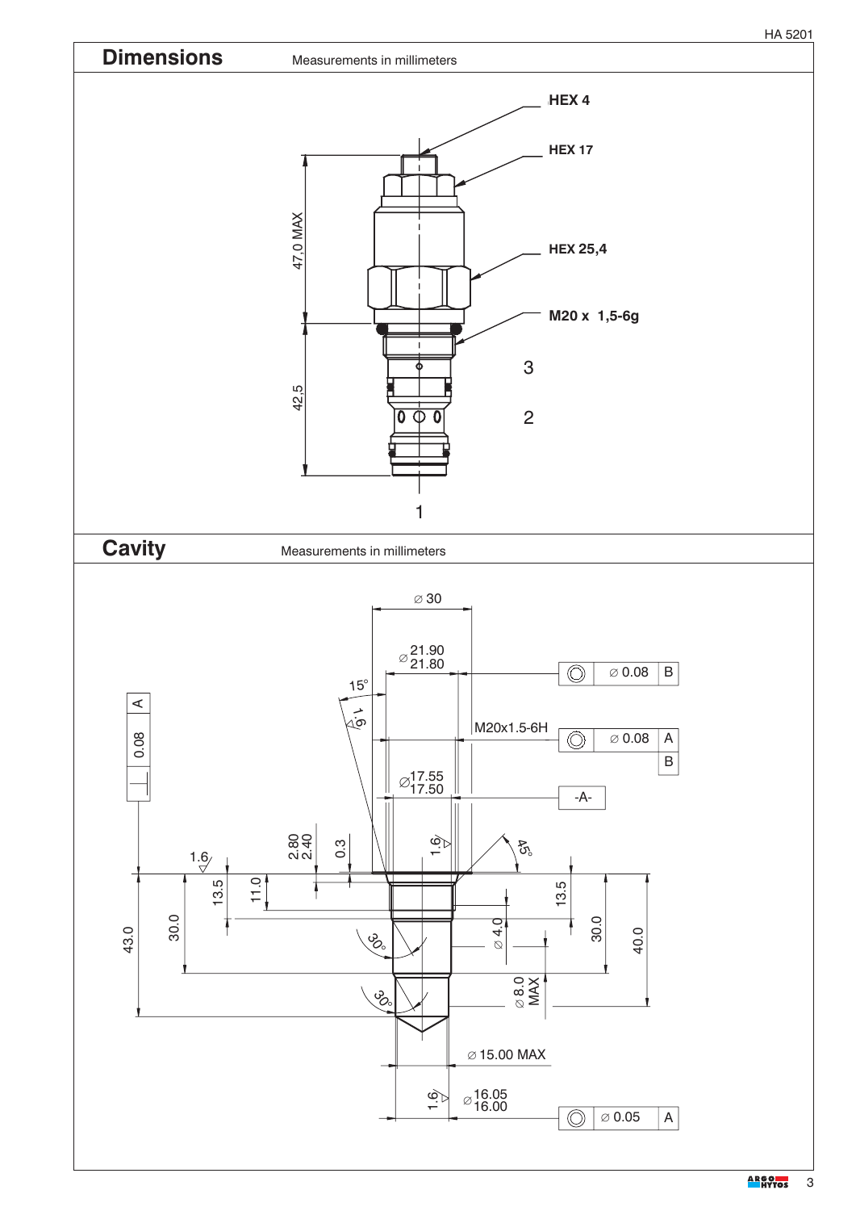## Dimensions

Measurements in millimeters

HEX 4

HEX 17

HEX 25,4

M20 x 1,5-6g

47,0 MAX

42,5

3

2

1

## Cavity

Measurements in millimeters

∅ 30

∅ 21.90 / 21.80

∅ 0.08 B

15°

M20x1.5-6H

∅ 0.08 A B

∅ 17.55 / 17.50

-A-

⊥ 0.08 A

2.80 / 2.40

0.3

1.6

45°

13.5

11.0

30.0

43.0

30°

∅ 4.0

13.5

30.0

40.0

∅ 8.0 MAX

∅ 15.00 MAX

∅ 16.05 / 16.00

∅ 0.05 A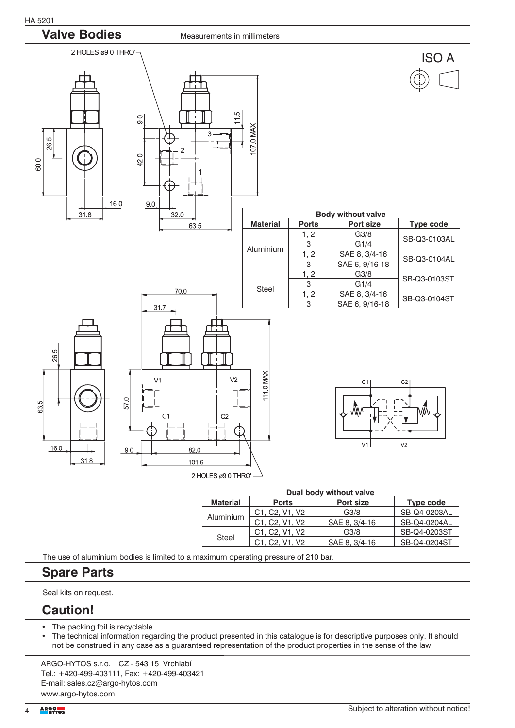## Valve Bodies

Measurements in millimeters

2 HOLES ø9.0 THRO'

ISO A

26.5
60.0
16.0
31.8
9.0
42.0
9.0
32.0
63.5
11.5
107.0 MAX
3
2
1

| Body without valve | | | |
|---|---|---|---|
| **Material** | **Ports** | **Port size** | **Type code** |
| Aluminium | 1, 2 | G3/8 | SB-Q3-0103AL |
| | 3 | G1/4 | |
| | 1, 2 | SAE 8, 3/4-16 | SB-Q3-0104AL |
| | 3 | SAE 6, 9/16-18 | |
| Steel | 1, 2 | G3/8 | SB-Q3-0103ST |
| | 3 | G1/4 | |
| | 1, 2 | SAE 8, 3/4-16 | SB-Q3-0104ST |
| | 3 | SAE 6, 9/16-18 | |

70.0
31.7
26.5
63.5
57.0
111.0 MAX
V1
V2
C1
C2
16.0
31.8
9.0
82.0
101.6
2 HOLES ø9.0 THRO'

C1 C2
V1 V2

| Dual body without valve | | | |
|---|---|---|---|
| **Material** | **Ports** | **Port size** | **Type code** |
| Aluminium | C1, C2, V1, V2 | G3/8 | SB-Q4-0203AL |
| | C1, C2, V1, V2 | SAE 8, 3/4-16 | SB-Q4-0204AL |
| Steel | C1, C2, V1, V2 | G3/8 | SB-Q4-0203ST |
| | C1, C2, V1, V2 | SAE 8, 3/4-16 | SB-Q4-0204ST |

The use of aluminium bodies is limited to a maximum operating pressure of 210 bar.

## Spare Parts

Seal kits on request.

## Caution!

- The packing foil is recyclable.
- The technical information regarding the product presented in this catalogue is for descriptive purposes only. It should not be construed in any case as a guaranteed representation of the product properties in the sense of the law.

ARGO-HYTOS s.r.o. CZ - 543 15 Vrchlabí
Tel.: +420-499-403111, Fax: +420-499-403421
E-mail: sales.cz@argo-hytos.com
www.argo-hytos.com

Subject to alteration without notice!